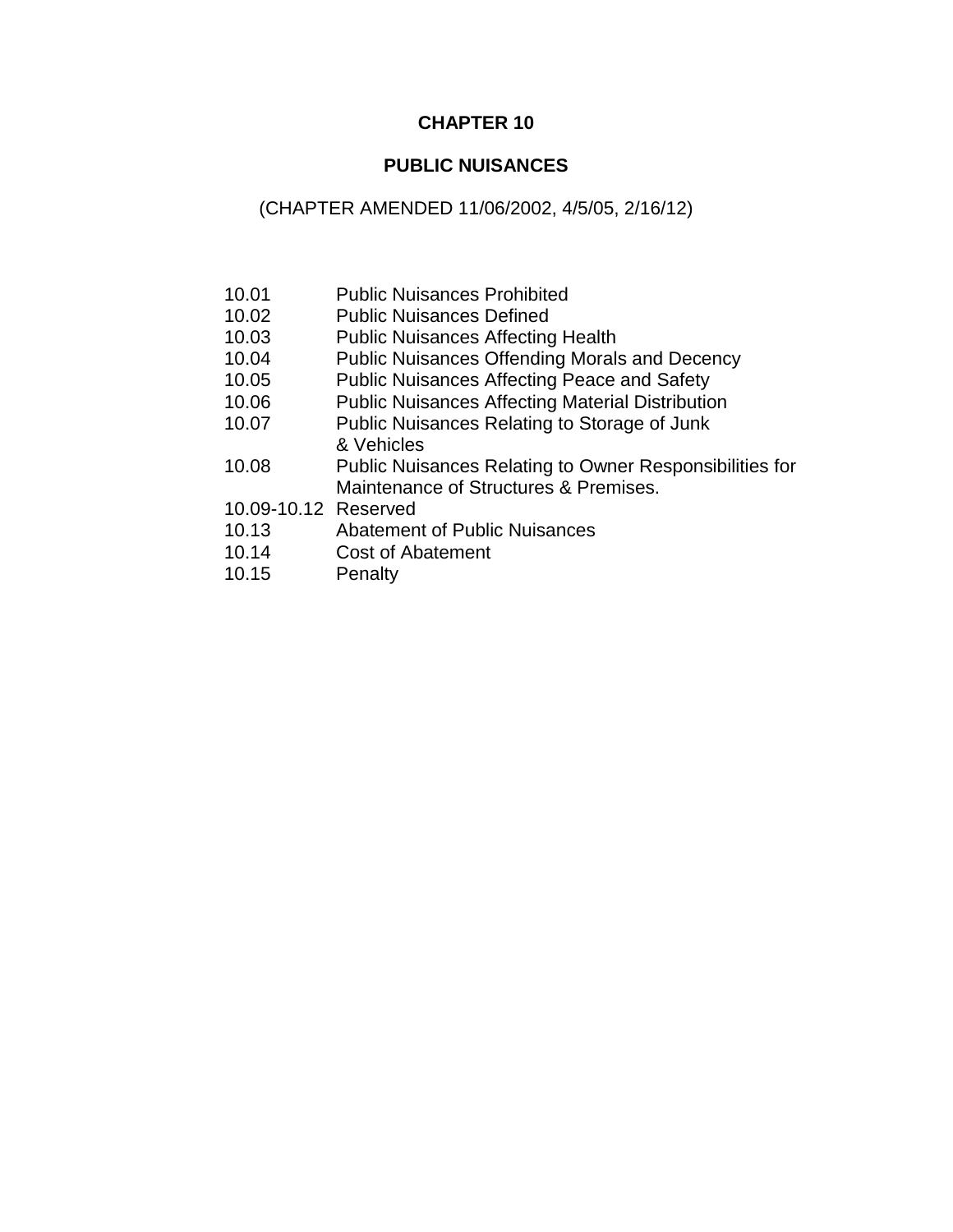# CHAPTER 10

# PUBLIC NUISANCES

(CHAPTER AMENDED 11/06/2002, 4/5/05, 2/16/12)

| | |
|---|---|
| 10.01 | Public Nuisances Prohibited |
| 10.02 | Public Nuisances Defined |
| 10.03 | Public Nuisances Affecting Health |
| 10.04 | Public Nuisances Offending Morals and Decency |
| 10.05 | Public Nuisances Affecting Peace and Safety |
| 10.06 | Public Nuisances Affecting Material Distribution |
| 10.07 | Public Nuisances Relating to Storage of Junk & Vehicles |
| 10.08 | Public Nuisances Relating to Owner Responsibilities for Maintenance of Structures & Premises. |
| 10.09-10.12 | Reserved |
| 10.13 | Abatement of Public Nuisances |
| 10.14 | Cost of Abatement |
| 10.15 | Penalty |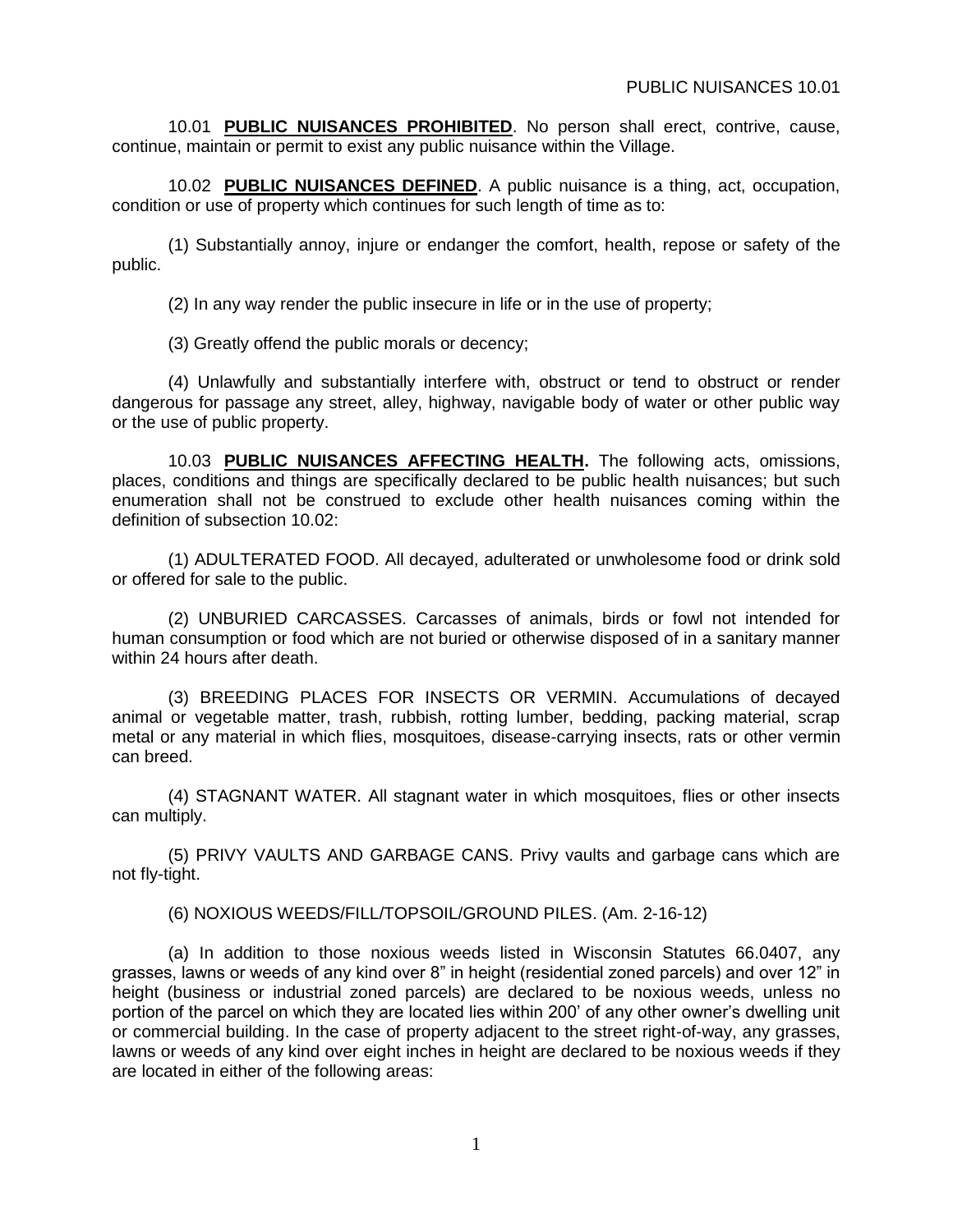10.01 **PUBLIC NUISANCES PROHIBITED**. No person shall erect, contrive, cause, continue, maintain or permit to exist any public nuisance within the Village.

10.02 **PUBLIC NUISANCES DEFINED**. A public nuisance is a thing, act, occupation, condition or use of property which continues for such length of time as to:

(1) Substantially annoy, injure or endanger the comfort, health, repose or safety of the public.

(2) In any way render the public insecure in life or in the use of property;

(3) Greatly offend the public morals or decency;

(4) Unlawfully and substantially interfere with, obstruct or tend to obstruct or render dangerous for passage any street, alley, highway, navigable body of water or other public way or the use of public property.

10.03 **PUBLIC NUISANCES AFFECTING HEALTH.** The following acts, omissions, places, conditions and things are specifically declared to be public health nuisances; but such enumeration shall not be construed to exclude other health nuisances coming within the definition of subsection 10.02:

(1) ADULTERATED FOOD. All decayed, adulterated or unwholesome food or drink sold or offered for sale to the public.

(2) UNBURIED CARCASSES. Carcasses of animals, birds or fowl not intended for human consumption or food which are not buried or otherwise disposed of in a sanitary manner within 24 hours after death.

(3) BREEDING PLACES FOR INSECTS OR VERMIN. Accumulations of decayed animal or vegetable matter, trash, rubbish, rotting lumber, bedding, packing material, scrap metal or any material in which flies, mosquitoes, disease-carrying insects, rats or other vermin can breed.

(4) STAGNANT WATER. All stagnant water in which mosquitoes, flies or other insects can multiply.

(5) PRIVY VAULTS AND GARBAGE CANS. Privy vaults and garbage cans which are not fly-tight.

(6) NOXIOUS WEEDS/FILL/TOPSOIL/GROUND PILES. (Am. 2-16-12)

(a) In addition to those noxious weeds listed in Wisconsin Statutes 66.0407, any grasses, lawns or weeds of any kind over 8" in height (residential zoned parcels) and over 12" in height (business or industrial zoned parcels) are declared to be noxious weeds, unless no portion of the parcel on which they are located lies within 200' of any other owner's dwelling unit or commercial building. In the case of property adjacent to the street right-of-way, any grasses, lawns or weeds of any kind over eight inches in height are declared to be noxious weeds if they are located in either of the following areas: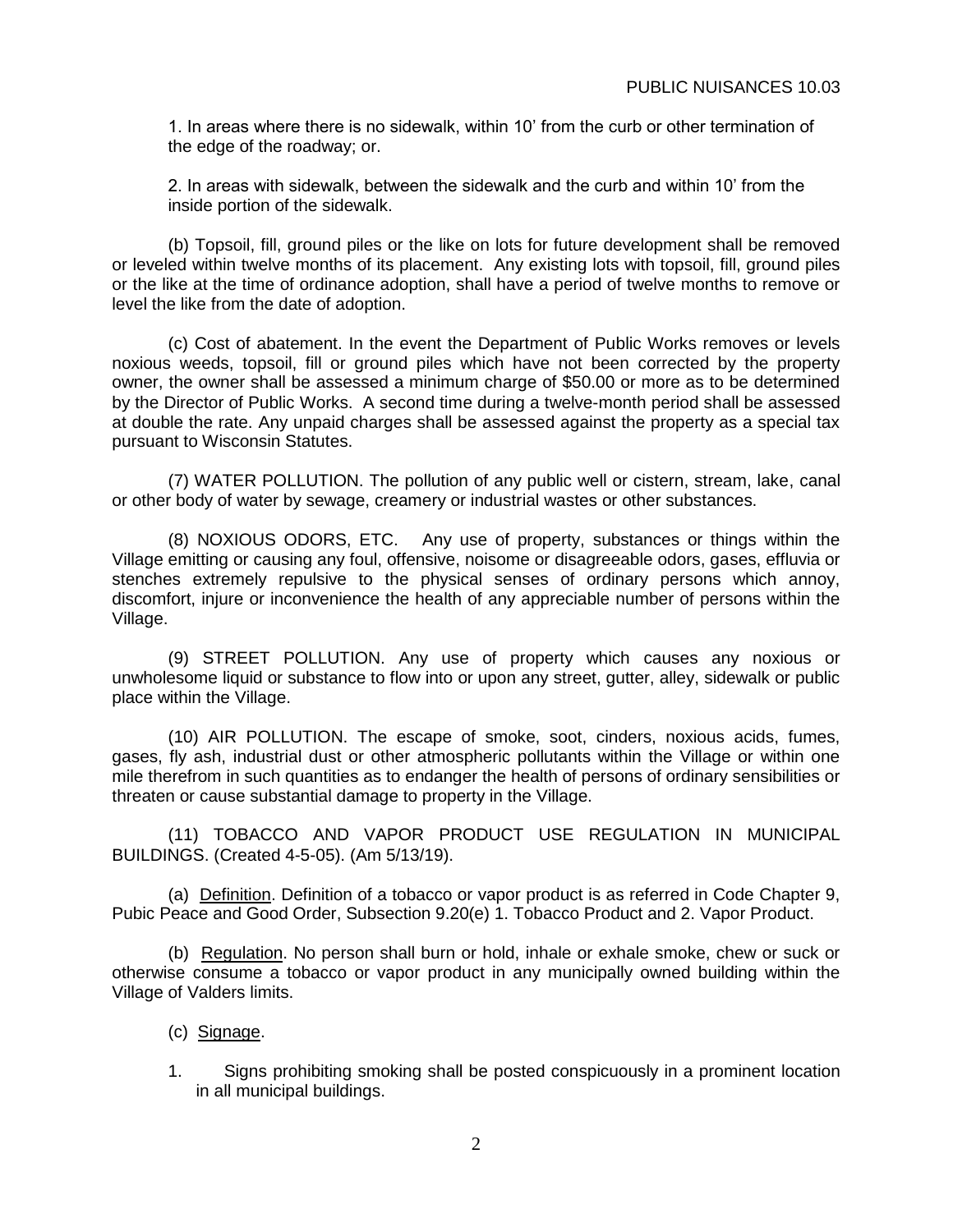1. In areas where there is no sidewalk, within 10’ from the curb or other termination of the edge of the roadway; or.

2. In areas with sidewalk, between the sidewalk and the curb and within 10’ from the inside portion of the sidewalk.

(b) Topsoil, fill, ground piles or the like on lots for future development shall be removed or leveled within twelve months of its placement. Any existing lots with topsoil, fill, ground piles or the like at the time of ordinance adoption, shall have a period of twelve months to remove or level the like from the date of adoption.

(c) Cost of abatement. In the event the Department of Public Works removes or levels noxious weeds, topsoil, fill or ground piles which have not been corrected by the property owner, the owner shall be assessed a minimum charge of $50.00 or more as to be determined by the Director of Public Works. A second time during a twelve-month period shall be assessed at double the rate. Any unpaid charges shall be assessed against the property as a special tax pursuant to Wisconsin Statutes.

(7) WATER POLLUTION. The pollution of any public well or cistern, stream, lake, canal or other body of water by sewage, creamery or industrial wastes or other substances.

(8) NOXIOUS ODORS, ETC. Any use of property, substances or things within the Village emitting or causing any foul, offensive, noisome or disagreeable odors, gases, effluvia or stenches extremely repulsive to the physical senses of ordinary persons which annoy, discomfort, injure or inconvenience the health of any appreciable number of persons within the Village.

(9) STREET POLLUTION. Any use of property which causes any noxious or unwholesome liquid or substance to flow into or upon any street, gutter, alley, sidewalk or public place within the Village.

(10) AIR POLLUTION. The escape of smoke, soot, cinders, noxious acids, fumes, gases, fly ash, industrial dust or other atmospheric pollutants within the Village or within one mile therefrom in such quantities as to endanger the health of persons of ordinary sensibilities or threaten or cause substantial damage to property in the Village.

(11) TOBACCO AND VAPOR PRODUCT USE REGULATION IN MUNICIPAL BUILDINGS. (Created 4-5-05). (Am 5/13/19).

(a) Definition. Definition of a tobacco or vapor product is as referred in Code Chapter 9, Pubic Peace and Good Order, Subsection 9.20(e) 1. Tobacco Product and 2. Vapor Product.

(b) Regulation. No person shall burn or hold, inhale or exhale smoke, chew or suck or otherwise consume a tobacco or vapor product in any municipally owned building within the Village of Valders limits.

(c) Signage.

1. Signs prohibiting smoking shall be posted conspicuously in a prominent location in all municipal buildings.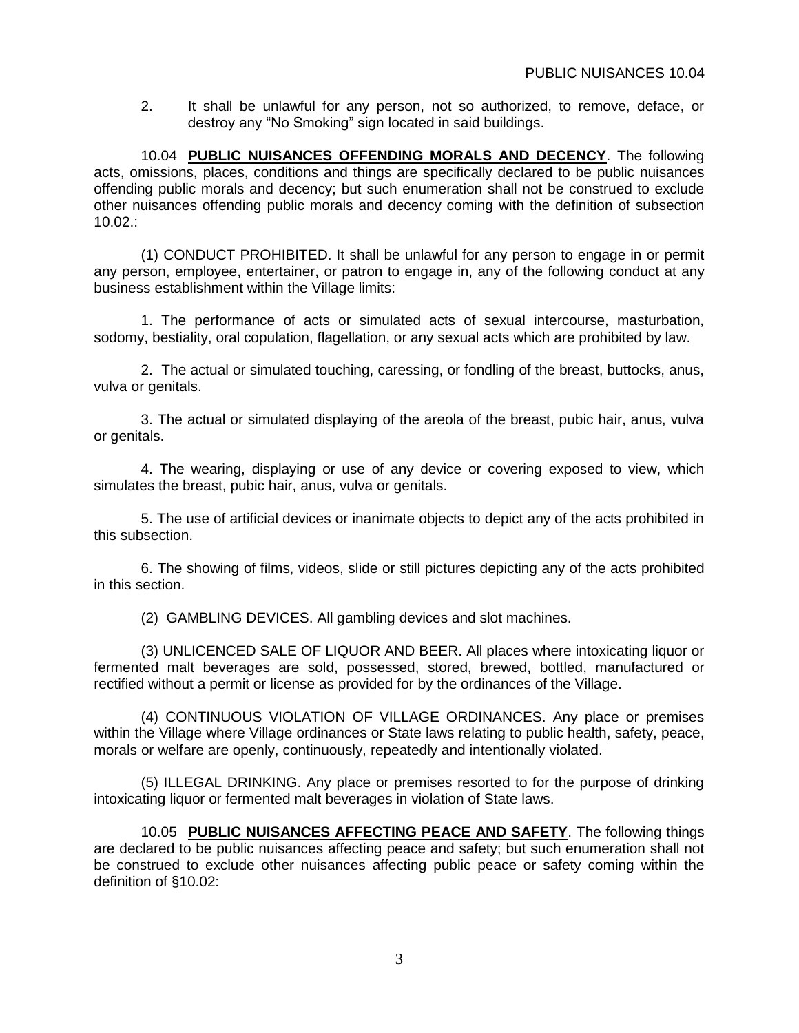2. It shall be unlawful for any person, not so authorized, to remove, deface, or destroy any "No Smoking" sign located in said buildings.

10.04 **PUBLIC NUISANCES OFFENDING MORALS AND DECENCY**. The following acts, omissions, places, conditions and things are specifically declared to be public nuisances offending public morals and decency; but such enumeration shall not be construed to exclude other nuisances offending public morals and decency coming with the definition of subsection 10.02.:

(1) CONDUCT PROHIBITED. It shall be unlawful for any person to engage in or permit any person, employee, entertainer, or patron to engage in, any of the following conduct at any business establishment within the Village limits:

1. The performance of acts or simulated acts of sexual intercourse, masturbation, sodomy, bestiality, oral copulation, flagellation, or any sexual acts which are prohibited by law.

2. The actual or simulated touching, caressing, or fondling of the breast, buttocks, anus, vulva or genitals.

3. The actual or simulated displaying of the areola of the breast, pubic hair, anus, vulva or genitals.

4. The wearing, displaying or use of any device or covering exposed to view, which simulates the breast, pubic hair, anus, vulva or genitals.

5. The use of artificial devices or inanimate objects to depict any of the acts prohibited in this subsection.

6. The showing of films, videos, slide or still pictures depicting any of the acts prohibited in this section.

(2) GAMBLING DEVICES. All gambling devices and slot machines.

(3) UNLICENCED SALE OF LIQUOR AND BEER. All places where intoxicating liquor or fermented malt beverages are sold, possessed, stored, brewed, bottled, manufactured or rectified without a permit or license as provided for by the ordinances of the Village.

(4) CONTINUOUS VIOLATION OF VILLAGE ORDINANCES. Any place or premises within the Village where Village ordinances or State laws relating to public health, safety, peace, morals or welfare are openly, continuously, repeatedly and intentionally violated.

(5) ILLEGAL DRINKING. Any place or premises resorted to for the purpose of drinking intoxicating liquor or fermented malt beverages in violation of State laws.

10.05 **PUBLIC NUISANCES AFFECTING PEACE AND SAFETY**. The following things are declared to be public nuisances affecting peace and safety; but such enumeration shall not be construed to exclude other nuisances affecting public peace or safety coming within the definition of §10.02: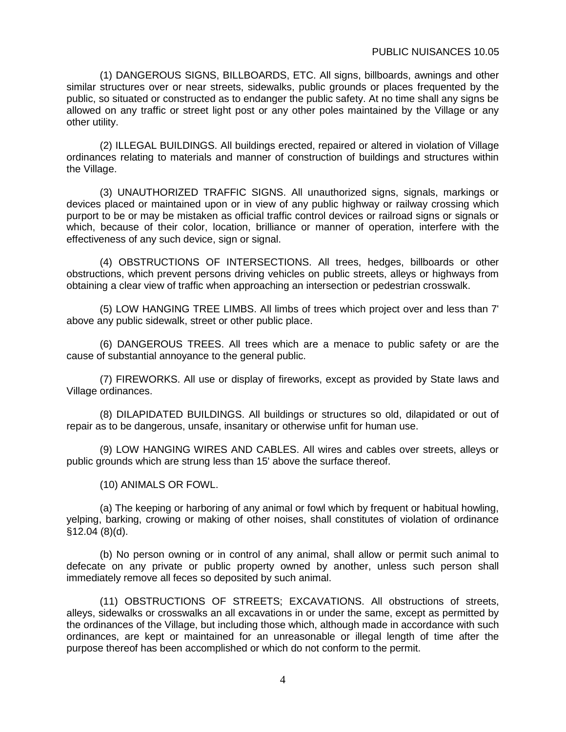(1) DANGEROUS SIGNS, BILLBOARDS, ETC. All signs, billboards, awnings and other similar structures over or near streets, sidewalks, public grounds or places frequented by the public, so situated or constructed as to endanger the public safety. At no time shall any signs be allowed on any traffic or street light post or any other poles maintained by the Village or any other utility.

(2) ILLEGAL BUILDINGS. All buildings erected, repaired or altered in violation of Village ordinances relating to materials and manner of construction of buildings and structures within the Village.

(3) UNAUTHORIZED TRAFFIC SIGNS. All unauthorized signs, signals, markings or devices placed or maintained upon or in view of any public highway or railway crossing which purport to be or may be mistaken as official traffic control devices or railroad signs or signals or which, because of their color, location, brilliance or manner of operation, interfere with the effectiveness of any such device, sign or signal.

(4) OBSTRUCTIONS OF INTERSECTIONS. All trees, hedges, billboards or other obstructions, which prevent persons driving vehicles on public streets, alleys or highways from obtaining a clear view of traffic when approaching an intersection or pedestrian crosswalk.

(5) LOW HANGING TREE LIMBS. All limbs of trees which project over and less than 7' above any public sidewalk, street or other public place.

(6) DANGEROUS TREES. All trees which are a menace to public safety or are the cause of substantial annoyance to the general public.

(7) FIREWORKS. All use or display of fireworks, except as provided by State laws and Village ordinances.

(8) DILAPIDATED BUILDINGS. All buildings or structures so old, dilapidated or out of repair as to be dangerous, unsafe, insanitary or otherwise unfit for human use.

(9) LOW HANGING WIRES AND CABLES. All wires and cables over streets, alleys or public grounds which are strung less than 15' above the surface thereof.

(10) ANIMALS OR FOWL.

(a) The keeping or harboring of any animal or fowl which by frequent or habitual howling, yelping, barking, crowing or making of other noises, shall constitutes of violation of ordinance §12.04 (8)(d).

(b) No person owning or in control of any animal, shall allow or permit such animal to defecate on any private or public property owned by another, unless such person shall immediately remove all feces so deposited by such animal.

(11) OBSTRUCTIONS OF STREETS; EXCAVATIONS. All obstructions of streets, alleys, sidewalks or crosswalks an all excavations in or under the same, except as permitted by the ordinances of the Village, but including those which, although made in accordance with such ordinances, are kept or maintained for an unreasonable or illegal length of time after the purpose thereof has been accomplished or which do not conform to the permit.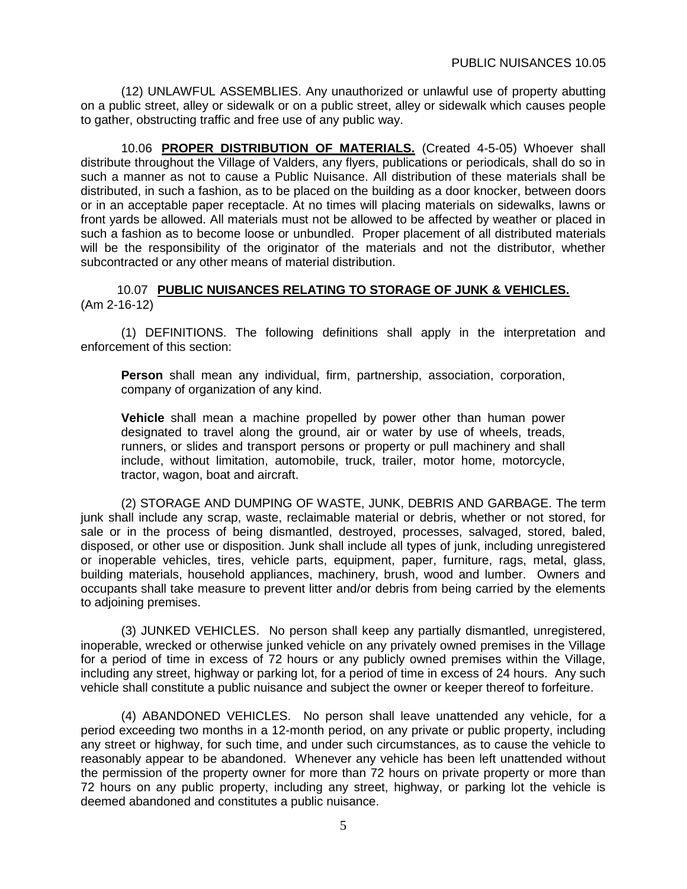(12) UNLAWFUL ASSEMBLIES. Any unauthorized or unlawful use of property abutting on a public street, alley or sidewalk or on a public street, alley or sidewalk which causes people to gather, obstructing traffic and free use of any public way.

10.06 **PROPER DISTRIBUTION OF MATERIALS.** (Created 4-5-05) Whoever shall distribute throughout the Village of Valders, any flyers, publications or periodicals, shall do so in such a manner as not to cause a Public Nuisance. All distribution of these materials shall be distributed, in such a fashion, as to be placed on the building as a door knocker, between doors or in an acceptable paper receptacle. At no times will placing materials on sidewalks, lawns or front yards be allowed. All materials must not be allowed to be affected by weather or placed in such a fashion as to become loose or unbundled. Proper placement of all distributed materials will be the responsibility of the originator of the materials and not the distributor, whether subcontracted or any other means of material distribution.

10.07 **PUBLIC NUISANCES RELATING TO STORAGE OF JUNK & VEHICLES.** (Am 2-16-12)

(1) DEFINITIONS. The following definitions shall apply in the interpretation and enforcement of this section:

> **Person** shall mean any individual, firm, partnership, association, corporation, company of organization of any kind.
>
> **Vehicle** shall mean a machine propelled by power other than human power designated to travel along the ground, air or water by use of wheels, treads, runners, or slides and transport persons or property or pull machinery and shall include, without limitation, automobile, truck, trailer, motor home, motorcycle, tractor, wagon, boat and aircraft.

(2) STORAGE AND DUMPING OF WASTE, JUNK, DEBRIS AND GARBAGE. The term junk shall include any scrap, waste, reclaimable material or debris, whether or not stored, for sale or in the process of being dismantled, destroyed, processes, salvaged, stored, baled, disposed, or other use or disposition. Junk shall include all types of junk, including unregistered or inoperable vehicles, tires, vehicle parts, equipment, paper, furniture, rags, metal, glass, building materials, household appliances, machinery, brush, wood and lumber. Owners and occupants shall take measure to prevent litter and/or debris from being carried by the elements to adjoining premises.

(3) JUNKED VEHICLES. No person shall keep any partially dismantled, unregistered, inoperable, wrecked or otherwise junked vehicle on any privately owned premises in the Village for a period of time in excess of 72 hours or any publicly owned premises within the Village, including any street, highway or parking lot, for a period of time in excess of 24 hours. Any such vehicle shall constitute a public nuisance and subject the owner or keeper thereof to forfeiture.

(4) ABANDONED VEHICLES. No person shall leave unattended any vehicle, for a period exceeding two months in a 12-month period, on any private or public property, including any street or highway, for such time, and under such circumstances, as to cause the vehicle to reasonably appear to be abandoned. Whenever any vehicle has been left unattended without the permission of the property owner for more than 72 hours on private property or more than 72 hours on any public property, including any street, highway, or parking lot the vehicle is deemed abandoned and constitutes a public nuisance.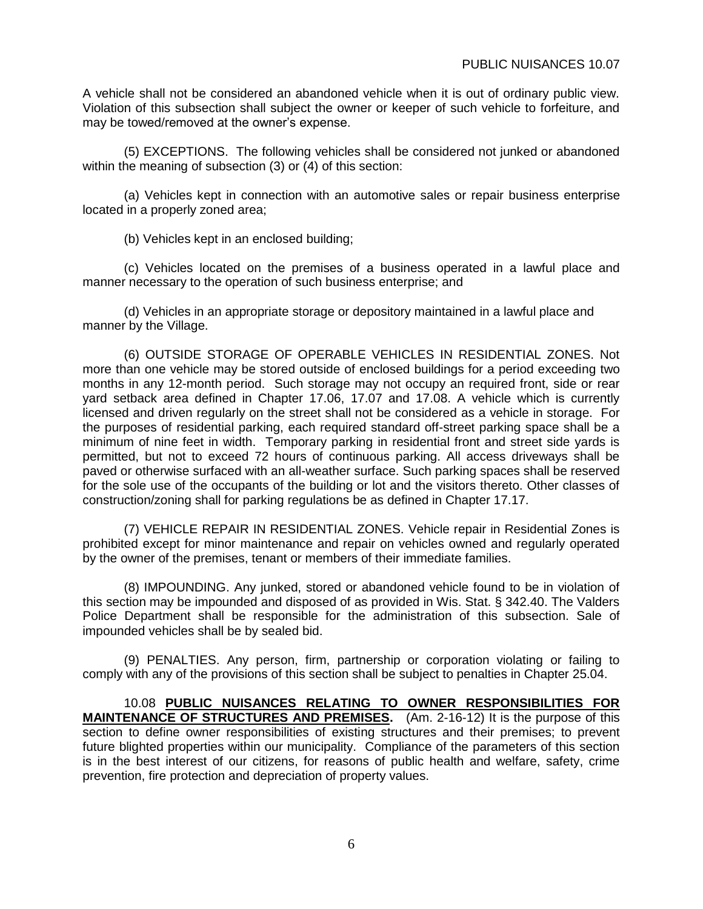A vehicle shall not be considered an abandoned vehicle when it is out of ordinary public view. Violation of this subsection shall subject the owner or keeper of such vehicle to forfeiture, and may be towed/removed at the owner's expense.

(5) EXCEPTIONS. The following vehicles shall be considered not junked or abandoned within the meaning of subsection (3) or (4) of this section:

(a) Vehicles kept in connection with an automotive sales or repair business enterprise located in a properly zoned area;

(b) Vehicles kept in an enclosed building;

(c) Vehicles located on the premises of a business operated in a lawful place and manner necessary to the operation of such business enterprise; and

(d) Vehicles in an appropriate storage or depository maintained in a lawful place and manner by the Village.

(6) OUTSIDE STORAGE OF OPERABLE VEHICLES IN RESIDENTIAL ZONES. Not more than one vehicle may be stored outside of enclosed buildings for a period exceeding two months in any 12-month period. Such storage may not occupy an required front, side or rear yard setback area defined in Chapter 17.06, 17.07 and 17.08. A vehicle which is currently licensed and driven regularly on the street shall not be considered as a vehicle in storage. For the purposes of residential parking, each required standard off-street parking space shall be a minimum of nine feet in width. Temporary parking in residential front and street side yards is permitted, but not to exceed 72 hours of continuous parking. All access driveways shall be paved or otherwise surfaced with an all-weather surface. Such parking spaces shall be reserved for the sole use of the occupants of the building or lot and the visitors thereto. Other classes of construction/zoning shall for parking regulations be as defined in Chapter 17.17.

(7) VEHICLE REPAIR IN RESIDENTIAL ZONES. Vehicle repair in Residential Zones is prohibited except for minor maintenance and repair on vehicles owned and regularly operated by the owner of the premises, tenant or members of their immediate families.

(8) IMPOUNDING. Any junked, stored or abandoned vehicle found to be in violation of this section may be impounded and disposed of as provided in Wis. Stat. § 342.40. The Valders Police Department shall be responsible for the administration of this subsection. Sale of impounded vehicles shall be by sealed bid.

(9) PENALTIES. Any person, firm, partnership or corporation violating or failing to comply with any of the provisions of this section shall be subject to penalties in Chapter 25.04.

10.08 **PUBLIC NUISANCES RELATING TO OWNER RESPONSIBILITIES FOR MAINTENANCE OF STRUCTURES AND PREMISES.** (Am. 2-16-12) It is the purpose of this section to define owner responsibilities of existing structures and their premises; to prevent future blighted properties within our municipality. Compliance of the parameters of this section is in the best interest of our citizens, for reasons of public health and welfare, safety, crime prevention, fire protection and depreciation of property values.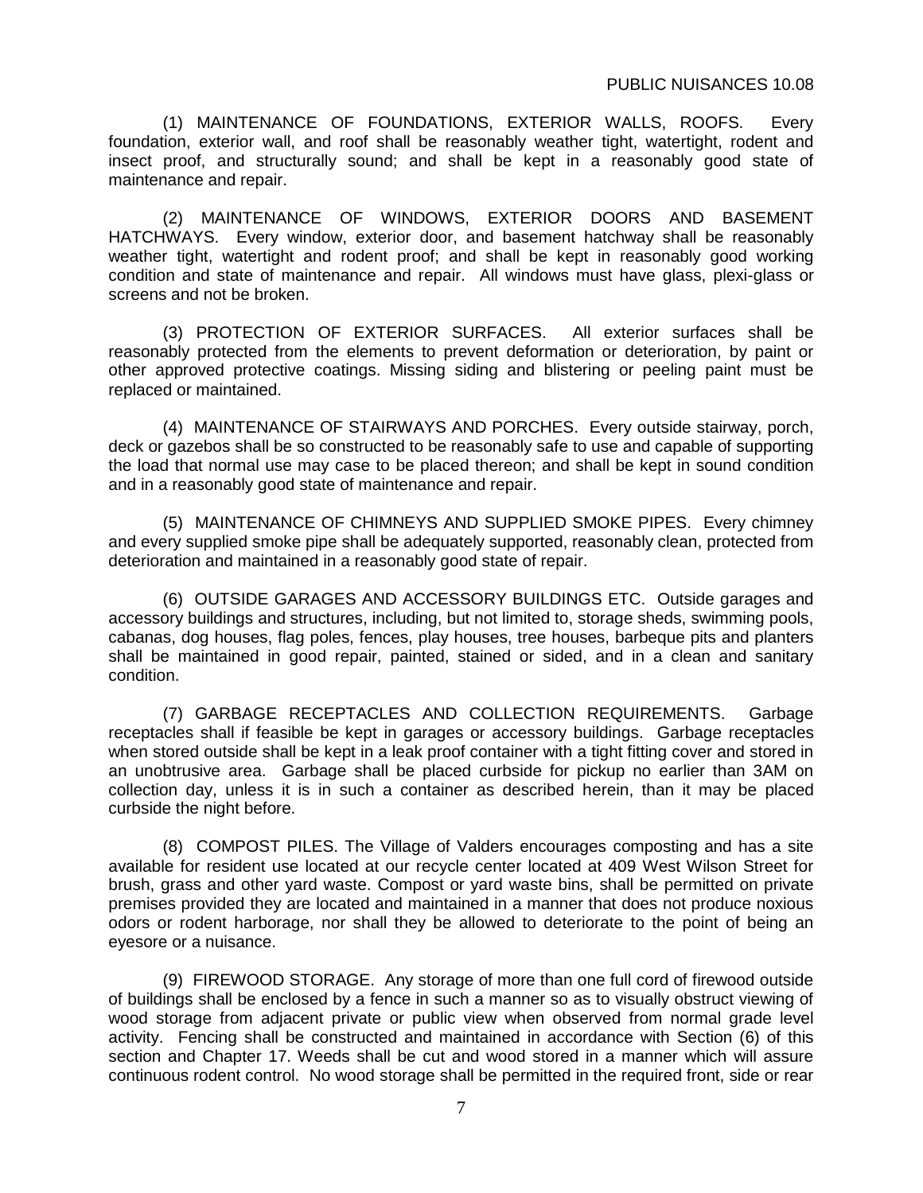(1) MAINTENANCE OF FOUNDATIONS, EXTERIOR WALLS, ROOFS. Every foundation, exterior wall, and roof shall be reasonably weather tight, watertight, rodent and insect proof, and structurally sound; and shall be kept in a reasonably good state of maintenance and repair.

(2) MAINTENANCE OF WINDOWS, EXTERIOR DOORS AND BASEMENT HATCHWAYS. Every window, exterior door, and basement hatchway shall be reasonably weather tight, watertight and rodent proof; and shall be kept in reasonably good working condition and state of maintenance and repair. All windows must have glass, plexi-glass or screens and not be broken.

(3) PROTECTION OF EXTERIOR SURFACES. All exterior surfaces shall be reasonably protected from the elements to prevent deformation or deterioration, by paint or other approved protective coatings. Missing siding and blistering or peeling paint must be replaced or maintained.

(4) MAINTENANCE OF STAIRWAYS AND PORCHES. Every outside stairway, porch, deck or gazebos shall be so constructed to be reasonably safe to use and capable of supporting the load that normal use may case to be placed thereon; and shall be kept in sound condition and in a reasonably good state of maintenance and repair.

(5) MAINTENANCE OF CHIMNEYS AND SUPPLIED SMOKE PIPES. Every chimney and every supplied smoke pipe shall be adequately supported, reasonably clean, protected from deterioration and maintained in a reasonably good state of repair.

(6) OUTSIDE GARAGES AND ACCESSORY BUILDINGS ETC. Outside garages and accessory buildings and structures, including, but not limited to, storage sheds, swimming pools, cabanas, dog houses, flag poles, fences, play houses, tree houses, barbeque pits and planters shall be maintained in good repair, painted, stained or sided, and in a clean and sanitary condition.

(7) GARBAGE RECEPTACLES AND COLLECTION REQUIREMENTS. Garbage receptacles shall if feasible be kept in garages or accessory buildings. Garbage receptacles when stored outside shall be kept in a leak proof container with a tight fitting cover and stored in an unobtrusive area. Garbage shall be placed curbside for pickup no earlier than 3AM on collection day, unless it is in such a container as described herein, than it may be placed curbside the night before.

(8) COMPOST PILES. The Village of Valders encourages composting and has a site available for resident use located at our recycle center located at 409 West Wilson Street for brush, grass and other yard waste. Compost or yard waste bins, shall be permitted on private premises provided they are located and maintained in a manner that does not produce noxious odors or rodent harborage, nor shall they be allowed to deteriorate to the point of being an eyesore or a nuisance.

(9) FIREWOOD STORAGE. Any storage of more than one full cord of firewood outside of buildings shall be enclosed by a fence in such a manner so as to visually obstruct viewing of wood storage from adjacent private or public view when observed from normal grade level activity. Fencing shall be constructed and maintained in accordance with Section (6) of this section and Chapter 17. Weeds shall be cut and wood stored in a manner which will assure continuous rodent control. No wood storage shall be permitted in the required front, side or rear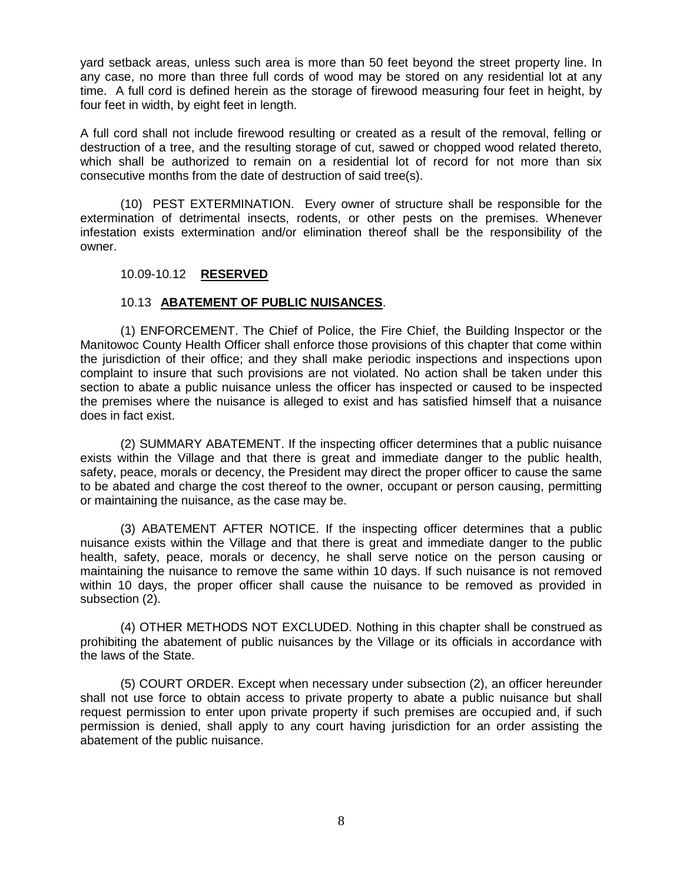yard setback areas, unless such area is more than 50 feet beyond the street property line. In any case, no more than three full cords of wood may be stored on any residential lot at any time. A full cord is defined herein as the storage of firewood measuring four feet in height, by four feet in width, by eight feet in length.

A full cord shall not include firewood resulting or created as a result of the removal, felling or destruction of a tree, and the resulting storage of cut, sawed or chopped wood related thereto, which shall be authorized to remain on a residential lot of record for not more than six consecutive months from the date of destruction of said tree(s).

(10) PEST EXTERMINATION. Every owner of structure shall be responsible for the extermination of detrimental insects, rodents, or other pests on the premises. Whenever infestation exists extermination and/or elimination thereof shall be the responsibility of the owner.

10.09-10.12 **RESERVED**

10.13 **ABATEMENT OF PUBLIC NUISANCES**.

(1) ENFORCEMENT. The Chief of Police, the Fire Chief, the Building Inspector or the Manitowoc County Health Officer shall enforce those provisions of this chapter that come within the jurisdiction of their office; and they shall make periodic inspections and inspections upon complaint to insure that such provisions are not violated. No action shall be taken under this section to abate a public nuisance unless the officer has inspected or caused to be inspected the premises where the nuisance is alleged to exist and has satisfied himself that a nuisance does in fact exist.

(2) SUMMARY ABATEMENT. If the inspecting officer determines that a public nuisance exists within the Village and that there is great and immediate danger to the public health, safety, peace, morals or decency, the President may direct the proper officer to cause the same to be abated and charge the cost thereof to the owner, occupant or person causing, permitting or maintaining the nuisance, as the case may be.

(3) ABATEMENT AFTER NOTICE. If the inspecting officer determines that a public nuisance exists within the Village and that there is great and immediate danger to the public health, safety, peace, morals or decency, he shall serve notice on the person causing or maintaining the nuisance to remove the same within 10 days. If such nuisance is not removed within 10 days, the proper officer shall cause the nuisance to be removed as provided in subsection (2).

(4) OTHER METHODS NOT EXCLUDED. Nothing in this chapter shall be construed as prohibiting the abatement of public nuisances by the Village or its officials in accordance with the laws of the State.

(5) COURT ORDER. Except when necessary under subsection (2), an officer hereunder shall not use force to obtain access to private property to abate a public nuisance but shall request permission to enter upon private property if such premises are occupied and, if such permission is denied, shall apply to any court having jurisdiction for an order assisting the abatement of the public nuisance.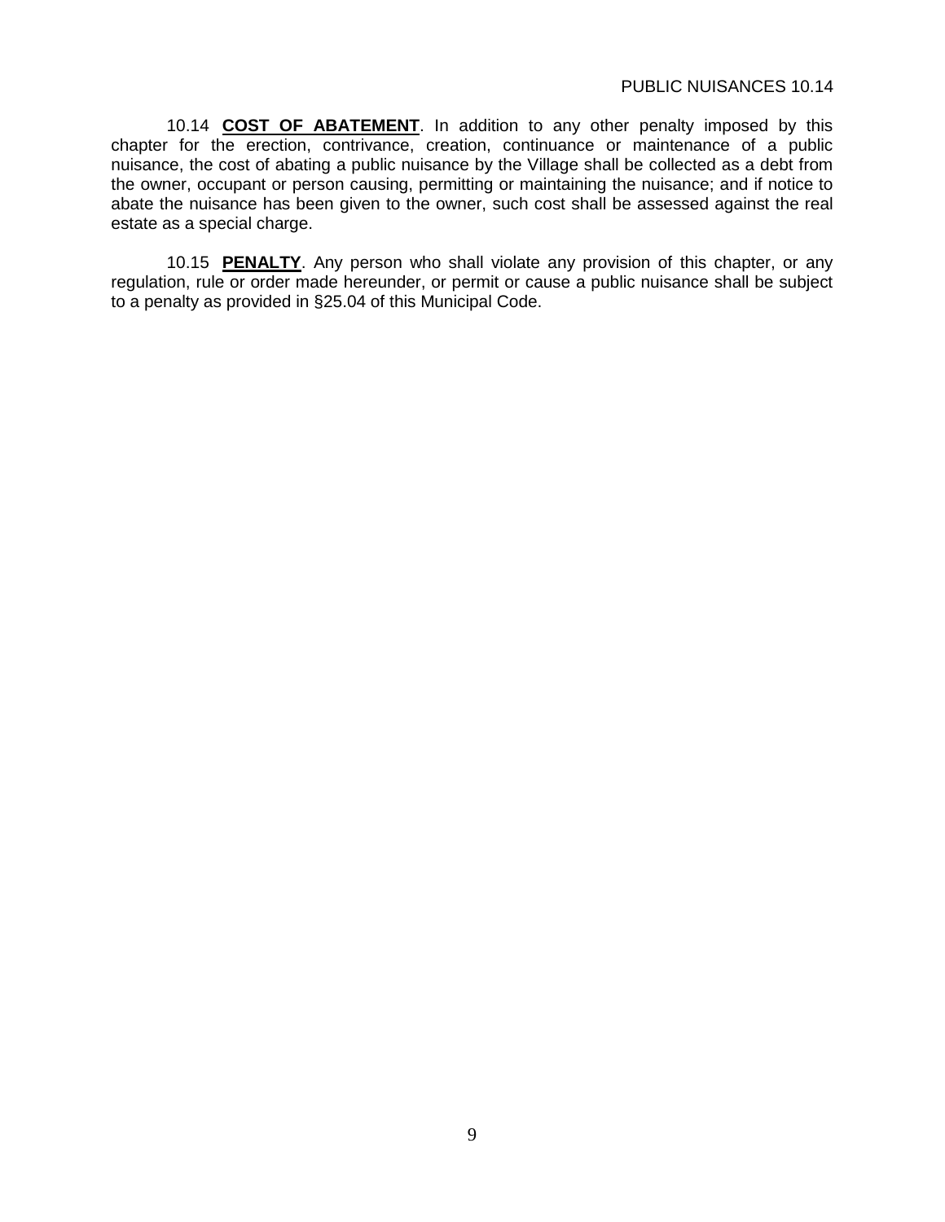10.14 **COST OF ABATEMENT**. In addition to any other penalty imposed by this chapter for the erection, contrivance, creation, continuance or maintenance of a public nuisance, the cost of abating a public nuisance by the Village shall be collected as a debt from the owner, occupant or person causing, permitting or maintaining the nuisance; and if notice to abate the nuisance has been given to the owner, such cost shall be assessed against the real estate as a special charge.

10.15 **PENALTY**. Any person who shall violate any provision of this chapter, or any regulation, rule or order made hereunder, or permit or cause a public nuisance shall be subject to a penalty as provided in §25.04 of this Municipal Code.